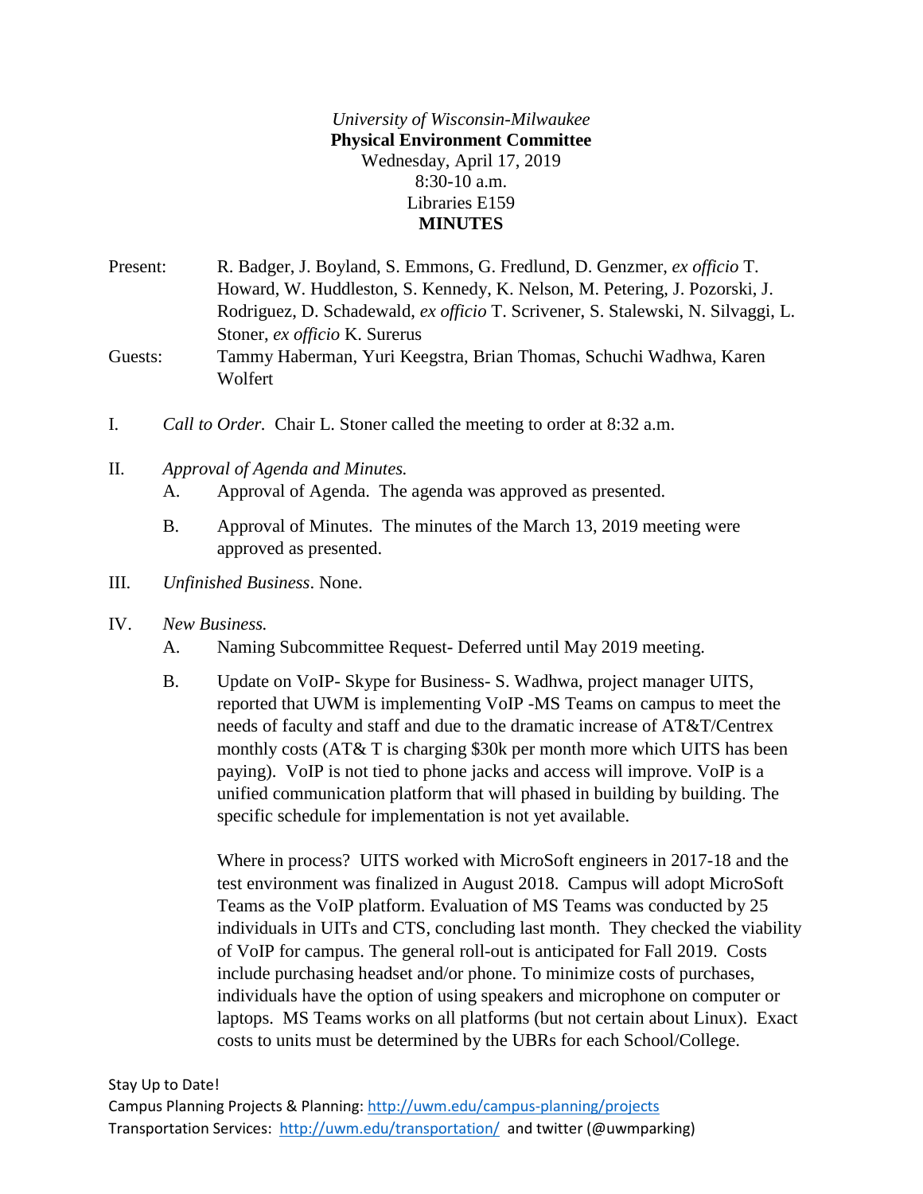*University of Wisconsin-Milwaukee*
**Physical Environment Committee**
Wednesday, April 17, 2019
8:30-10 a.m.
Libraries E159
**MINUTES**

Present: R. Badger, J. Boyland, S. Emmons, G. Fredlund, D. Genzmer, *ex officio* T. Howard, W. Huddleston, S. Kennedy, K. Nelson, M. Petering, J. Pozorski, J. Rodriguez, D. Schadewald, *ex officio* T. Scrivener, S. Stalewski, N. Silvaggi, L. Stoner, *ex officio* K. Surerus

Guests: Tammy Haberman, Yuri Keegstra, Brian Thomas, Schuchi Wadhwa, Karen Wolfert

I. *Call to Order.* Chair L. Stoner called the meeting to order at 8:32 a.m.

II. *Approval of Agenda and Minutes.*

A. Approval of Agenda. The agenda was approved as presented.

B. Approval of Minutes. The minutes of the March 13, 2019 meeting were approved as presented.

III. *Unfinished Business*. None.

IV. *New Business.*

A. Naming Subcommittee Request- Deferred until May 2019 meeting.

B. Update on VoIP- Skype for Business- S. Wadhwa, project manager UITS, reported that UWM is implementing VoIP -MS Teams on campus to meet the needs of faculty and staff and due to the dramatic increase of AT&T/Centrex monthly costs (AT& T is charging $30k per month more which UITS has been paying). VoIP is not tied to phone jacks and access will improve. VoIP is a unified communication platform that will phased in building by building. The specific schedule for implementation is not yet available.

Where in process? UITS worked with MicroSoft engineers in 2017-18 and the test environment was finalized in August 2018. Campus will adopt MicroSoft Teams as the VoIP platform. Evaluation of MS Teams was conducted by 25 individuals in UITs and CTS, concluding last month. They checked the viability of VoIP for campus. The general roll-out is anticipated for Fall 2019. Costs include purchasing headset and/or phone. To minimize costs of purchases, individuals have the option of using speakers and microphone on computer or laptops. MS Teams works on all platforms (but not certain about Linux). Exact costs to units must be determined by the UBRs for each School/College.

Stay Up to Date!
Campus Planning Projects & Planning: http://uwm.edu/campus-planning/projects
Transportation Services: http://uwm.edu/transportation/ and twitter (@uwmparking)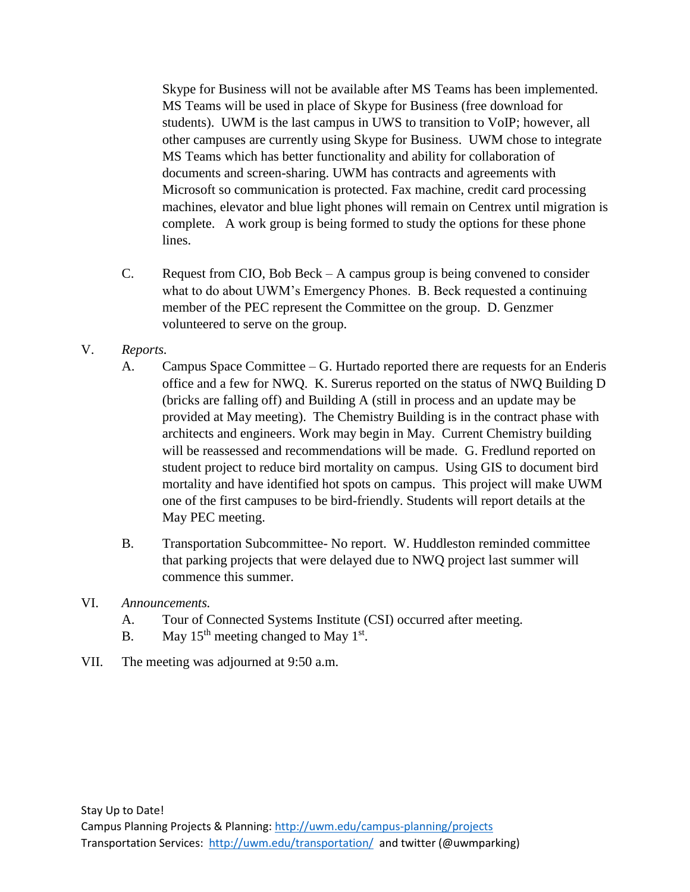Skype for Business will not be available after MS Teams has been implemented. MS Teams will be used in place of Skype for Business (free download for students). UWM is the last campus in UWS to transition to VoIP; however, all other campuses are currently using Skype for Business. UWM chose to integrate MS Teams which has better functionality and ability for collaboration of documents and screen-sharing. UWM has contracts and agreements with Microsoft so communication is protected. Fax machine, credit card processing machines, elevator and blue light phones will remain on Centrex until migration is complete. A work group is being formed to study the options for these phone lines.

C. Request from CIO, Bob Beck – A campus group is being convened to consider what to do about UWM's Emergency Phones. B. Beck requested a continuing member of the PEC represent the Committee on the group. D. Genzmer volunteered to serve on the group.

V. *Reports.*

A. Campus Space Committee – G. Hurtado reported there are requests for an Enderis office and a few for NWQ. K. Surerus reported on the status of NWQ Building D (bricks are falling off) and Building A (still in process and an update may be provided at May meeting). The Chemistry Building is in the contract phase with architects and engineers. Work may begin in May. Current Chemistry building will be reassessed and recommendations will be made. G. Fredlund reported on student project to reduce bird mortality on campus. Using GIS to document bird mortality and have identified hot spots on campus. This project will make UWM one of the first campuses to be bird-friendly. Students will report details at the May PEC meeting.

B. Transportation Subcommittee- No report. W. Huddleston reminded committee that parking projects that were delayed due to NWQ project last summer will commence this summer.

VI. *Announcements.*

A. Tour of Connected Systems Institute (CSI) occurred after meeting.

B. May 15th meeting changed to May 1st.

VII. The meeting was adjourned at 9:50 a.m.

Stay Up to Date!
Campus Planning Projects & Planning: http://uwm.edu/campus-planning/projects
Transportation Services: http://uwm.edu/transportation/ and twitter (@uwmparking)